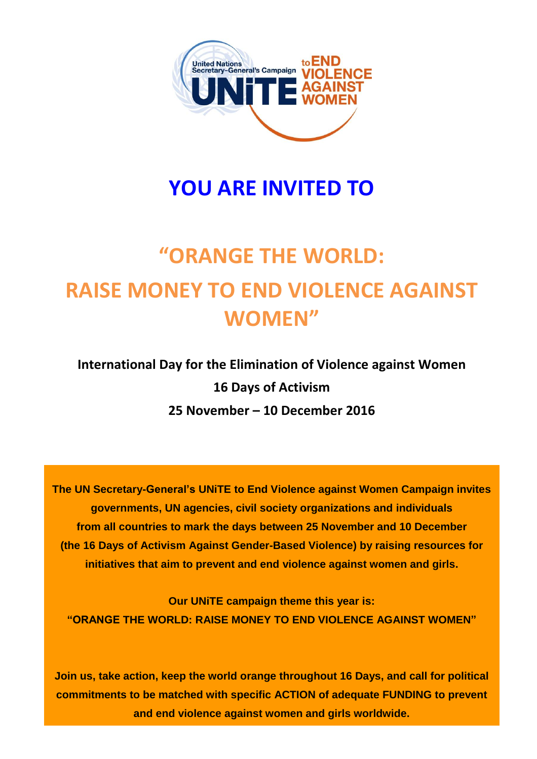United Nations Secretary-General's Campaign UNiTE to END VIOLENCE AGAINST WOMEN

# YOU ARE INVITED TO

# "ORANGE THE WORLD: RAISE MONEY TO END VIOLENCE AGAINST WOMEN"

**International Day for the Elimination of Violence against Women**

**16 Days of Activism**

**25 November – 10 December 2016**

**The UN Secretary-General's UNiTE to End Violence against Women Campaign invites governments, UN agencies, civil society organizations and individuals from all countries to mark the days between 25 November and 10 December (the 16 Days of Activism Against Gender-Based Violence) by raising resources for initiatives that aim to prevent and end violence against women and girls.**

**Our UNiTE campaign theme this year is:**
**"ORANGE THE WORLD: RAISE MONEY TO END VIOLENCE AGAINST WOMEN"**

**Join us, take action, keep the world orange throughout 16 Days, and call for political commitments to be matched with specific ACTION of adequate FUNDING to prevent and end violence against women and girls worldwide.**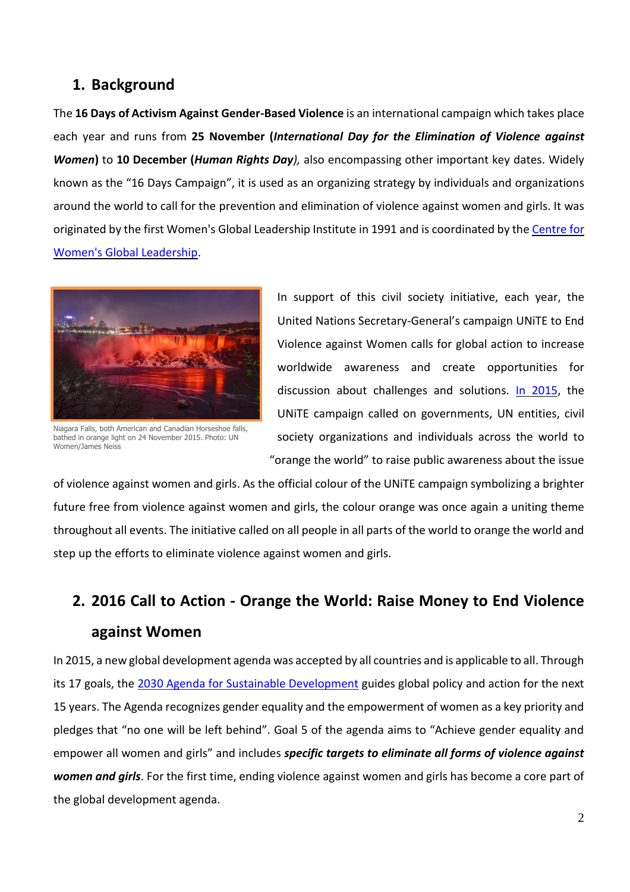## 1. Background

The **16 Days of Activism Against Gender-Based Violence** is an international campaign which takes place each year and runs from **25 November (*International Day for the Elimination of Violence against Women*)** to **10 December (*Human Rights Day*)**, also encompassing other important key dates. Widely known as the "16 Days Campaign", it is used as an organizing strategy by individuals and organizations around the world to call for the prevention and elimination of violence against women and girls. It was originated by the first Women's Global Leadership Institute in 1991 and is coordinated by the Centre for Women's Global Leadership.

Niagara Falls, both American and Canadian Horseshoe falls, bathed in orange light on 24 November 2015. Photo: UN Women/James Neiss

In support of this civil society initiative, each year, the United Nations Secretary-General's campaign UNiTE to End Violence against Women calls for global action to increase worldwide awareness and create opportunities for discussion about challenges and solutions. In 2015, the UNiTE campaign called on governments, UN entities, civil society organizations and individuals across the world to "orange the world" to raise public awareness about the issue of violence against women and girls. As the official colour of the UNiTE campaign symbolizing a brighter future free from violence against women and girls, the colour orange was once again a uniting theme throughout all events. The initiative called on all people in all parts of the world to orange the world and step up the efforts to eliminate violence against women and girls.

## 2. 2016 Call to Action - Orange the World: Raise Money to End Violence against Women

In 2015, a new global development agenda was accepted by all countries and is applicable to all. Through its 17 goals, the 2030 Agenda for Sustainable Development guides global policy and action for the next 15 years. The Agenda recognizes gender equality and the empowerment of women as a key priority and pledges that "no one will be left behind". Goal 5 of the agenda aims to "Achieve gender equality and empower all women and girls" and includes ***specific targets to eliminate all forms of violence against women and girls***. For the first time, ending violence against women and girls has become a core part of the global development agenda.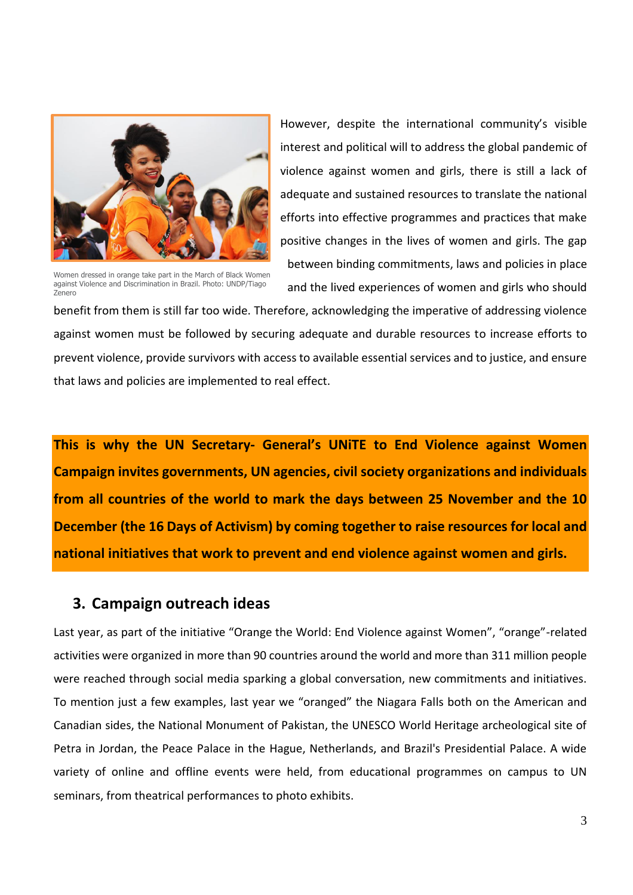Women dressed in orange take part in the March of Black Women against Violence and Discrimination in Brazil. Photo: UNDP/Tiago Zenero

However, despite the international community's visible interest and political will to address the global pandemic of violence against women and girls, there is still a lack of adequate and sustained resources to translate the national efforts into effective programmes and practices that make positive changes in the lives of women and girls. The gap between binding commitments, laws and policies in place and the lived experiences of women and girls who should benefit from them is still far too wide. Therefore, acknowledging the imperative of addressing violence against women must be followed by securing adequate and durable resources to increase efforts to prevent violence, provide survivors with access to available essential services and to justice, and ensure that laws and policies are implemented to real effect.

**This is why the UN Secretary- General's UNiTE to End Violence against Women Campaign invites governments, UN agencies, civil society organizations and individuals from all countries of the world to mark the days between 25 November and the 10 December (the 16 Days of Activism) by coming together to raise resources for local and national initiatives that work to prevent and end violence against women and girls.**

## 3. Campaign outreach ideas

Last year, as part of the initiative "Orange the World: End Violence against Women", "orange"-related activities were organized in more than 90 countries around the world and more than 311 million people were reached through social media sparking a global conversation, new commitments and initiatives. To mention just a few examples, last year we "oranged" the Niagara Falls both on the American and Canadian sides, the National Monument of Pakistan, the UNESCO World Heritage archeological site of Petra in Jordan, the Peace Palace in the Hague, Netherlands, and Brazil's Presidential Palace. A wide variety of online and offline events were held, from educational programmes on campus to UN seminars, from theatrical performances to photo exhibits.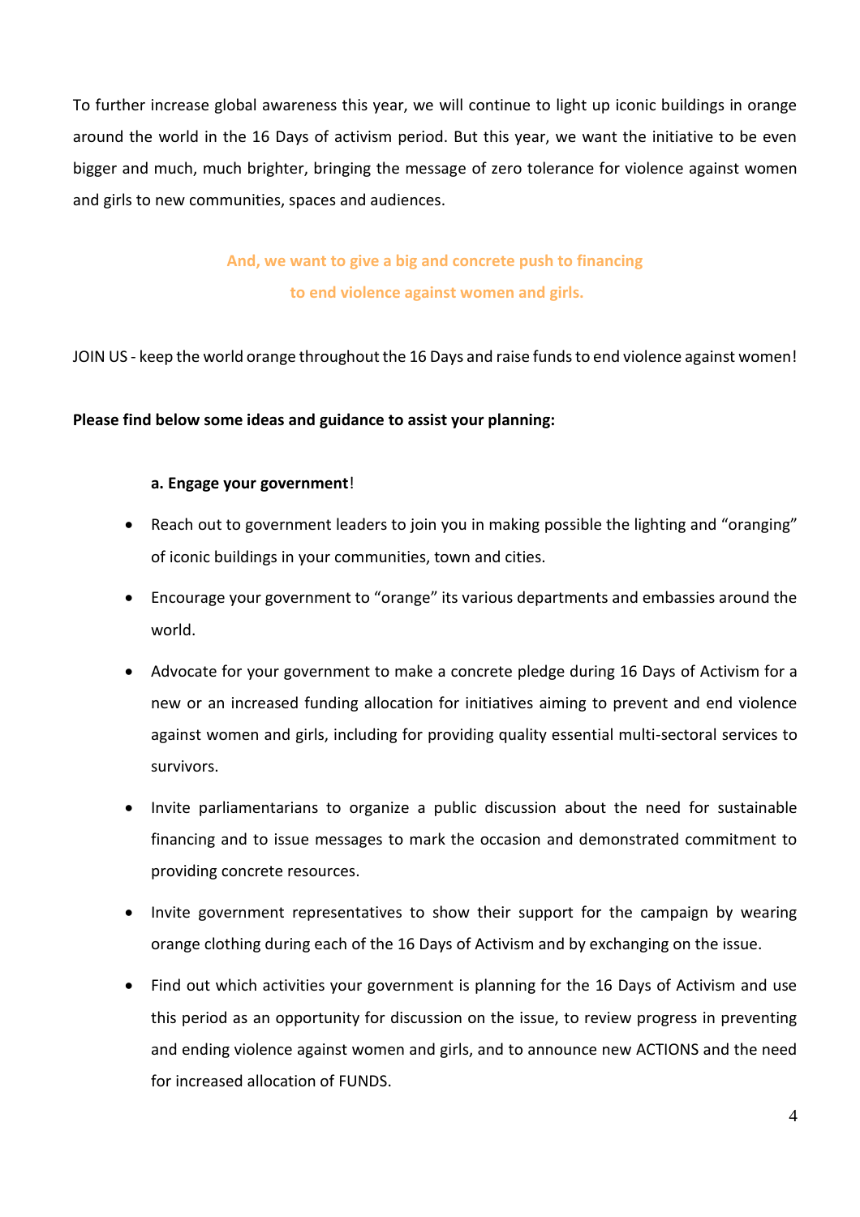To further increase global awareness this year, we will continue to light up iconic buildings in orange around the world in the 16 Days of activism period. But this year, we want the initiative to be even bigger and much, much brighter, bringing the message of zero tolerance for violence against women and girls to new communities, spaces and audiences.

**And, we want to give a big and concrete push to financing to end violence against women and girls.**

JOIN US - keep the world orange throughout the 16 Days and raise funds to end violence against women!

**Please find below some ideas and guidance to assist your planning:**

**a. Engage your government**!

- Reach out to government leaders to join you in making possible the lighting and "oranging" of iconic buildings in your communities, town and cities.
- Encourage your government to "orange" its various departments and embassies around the world.
- Advocate for your government to make a concrete pledge during 16 Days of Activism for a new or an increased funding allocation for initiatives aiming to prevent and end violence against women and girls, including for providing quality essential multi-sectoral services to survivors.
- Invite parliamentarians to organize a public discussion about the need for sustainable financing and to issue messages to mark the occasion and demonstrated commitment to providing concrete resources.
- Invite government representatives to show their support for the campaign by wearing orange clothing during each of the 16 Days of Activism and by exchanging on the issue.
- Find out which activities your government is planning for the 16 Days of Activism and use this period as an opportunity for discussion on the issue, to review progress in preventing and ending violence against women and girls, and to announce new ACTIONS and the need for increased allocation of FUNDS.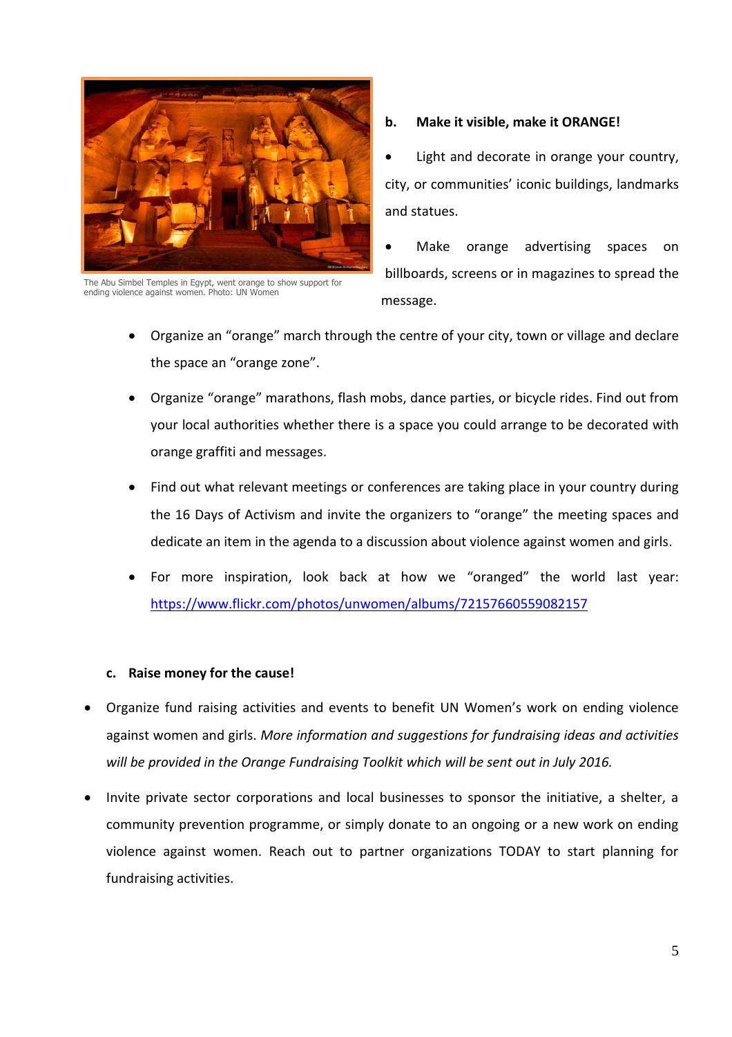The Abu Simbel Temples in Egypt, went orange to show support for ending violence against women. Photo: UN Women

**b. Make it visible, make it ORANGE!**

- Light and decorate in orange your country, city, or communities' iconic buildings, landmarks and statues.
- Make orange advertising spaces on billboards, screens or in magazines to spread the message.
- Organize an "orange" march through the centre of your city, town or village and declare the space an "orange zone".
- Organize "orange" marathons, flash mobs, dance parties, or bicycle rides. Find out from your local authorities whether there is a space you could arrange to be decorated with orange graffiti and messages.
- Find out what relevant meetings or conferences are taking place in your country during the 16 Days of Activism and invite the organizers to "orange" the meeting spaces and dedicate an item in the agenda to a discussion about violence against women and girls.
- For more inspiration, look back at how we "oranged" the world last year: https://www.flickr.com/photos/unwomen/albums/72157660559082157

**c. Raise money for the cause!**

- Organize fund raising activities and events to benefit UN Women's work on ending violence against women and girls. *More information and suggestions for fundraising ideas and activities will be provided in the Orange Fundraising Toolkit which will be sent out in July 2016.*
- Invite private sector corporations and local businesses to sponsor the initiative, a shelter, a community prevention programme, or simply donate to an ongoing or a new work on ending violence against women. Reach out to partner organizations TODAY to start planning for fundraising activities.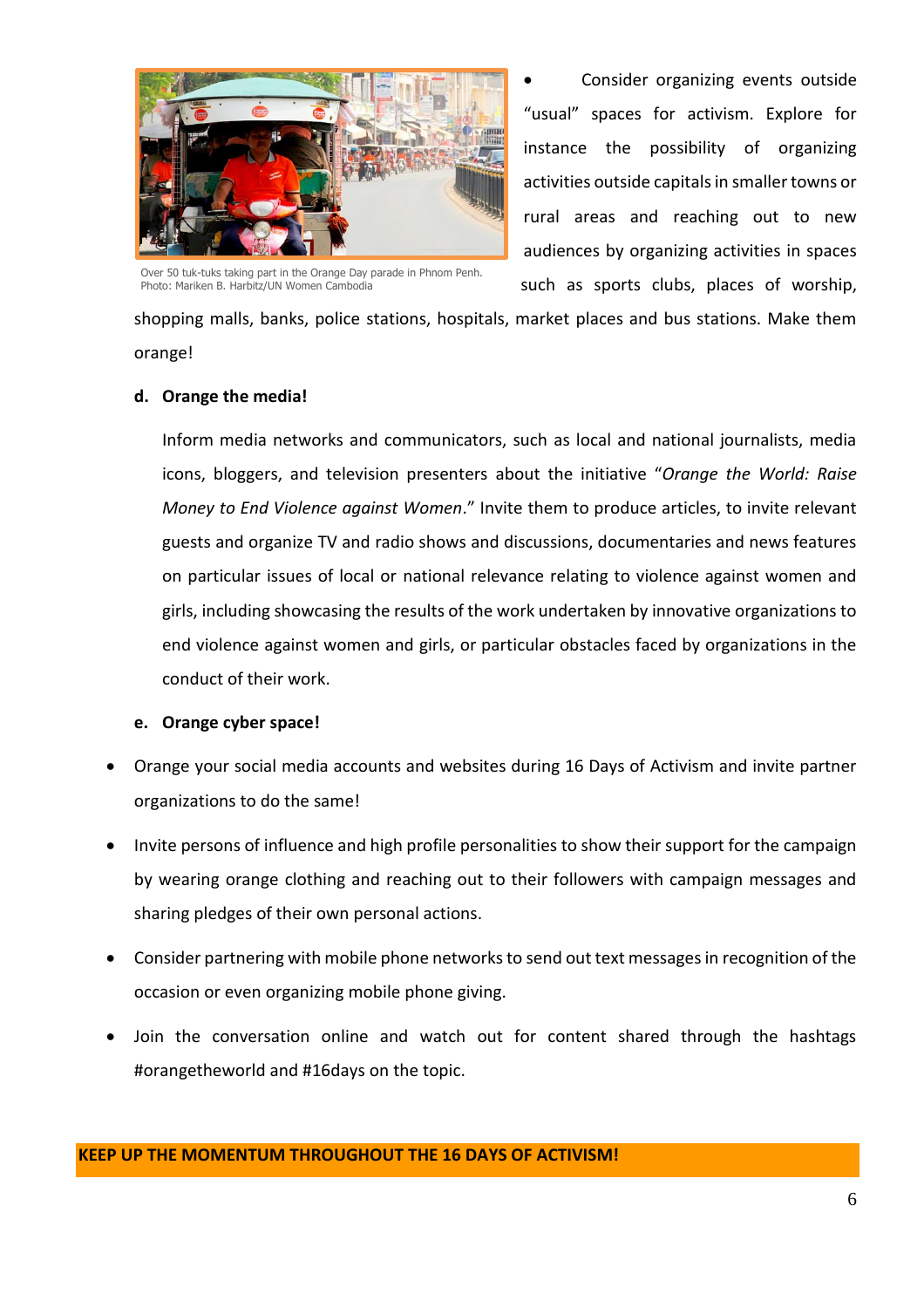Over 50 tuk-tuks taking part in the Orange Day parade in Phnom Penh. Photo: Mariken B. Harbitz/UN Women Cambodia

- Consider organizing events outside "usual" spaces for activism. Explore for instance the possibility of organizing activities outside capitals in smaller towns or rural areas and reaching out to new audiences by organizing activities in spaces such as sports clubs, places of worship, shopping malls, banks, police stations, hospitals, market places and bus stations. Make them orange!

**d. Orange the media!**

Inform media networks and communicators, such as local and national journalists, media icons, bloggers, and television presenters about the initiative "*Orange the World: Raise Money to End Violence against Women*." Invite them to produce articles, to invite relevant guests and organize TV and radio shows and discussions, documentaries and news features on particular issues of local or national relevance relating to violence against women and girls, including showcasing the results of the work undertaken by innovative organizations to end violence against women and girls, or particular obstacles faced by organizations in the conduct of their work.

**e. Orange cyber space!**

- Orange your social media accounts and websites during 16 Days of Activism and invite partner organizations to do the same!
- Invite persons of influence and high profile personalities to show their support for the campaign by wearing orange clothing and reaching out to their followers with campaign messages and sharing pledges of their own personal actions.
- Consider partnering with mobile phone networks to send out text messages in recognition of the occasion or even organizing mobile phone giving.
- Join the conversation online and watch out for content shared through the hashtags #orangetheworld and #16days on the topic.

**KEEP UP THE MOMENTUM THROUGHOUT THE 16 DAYS OF ACTIVISM!**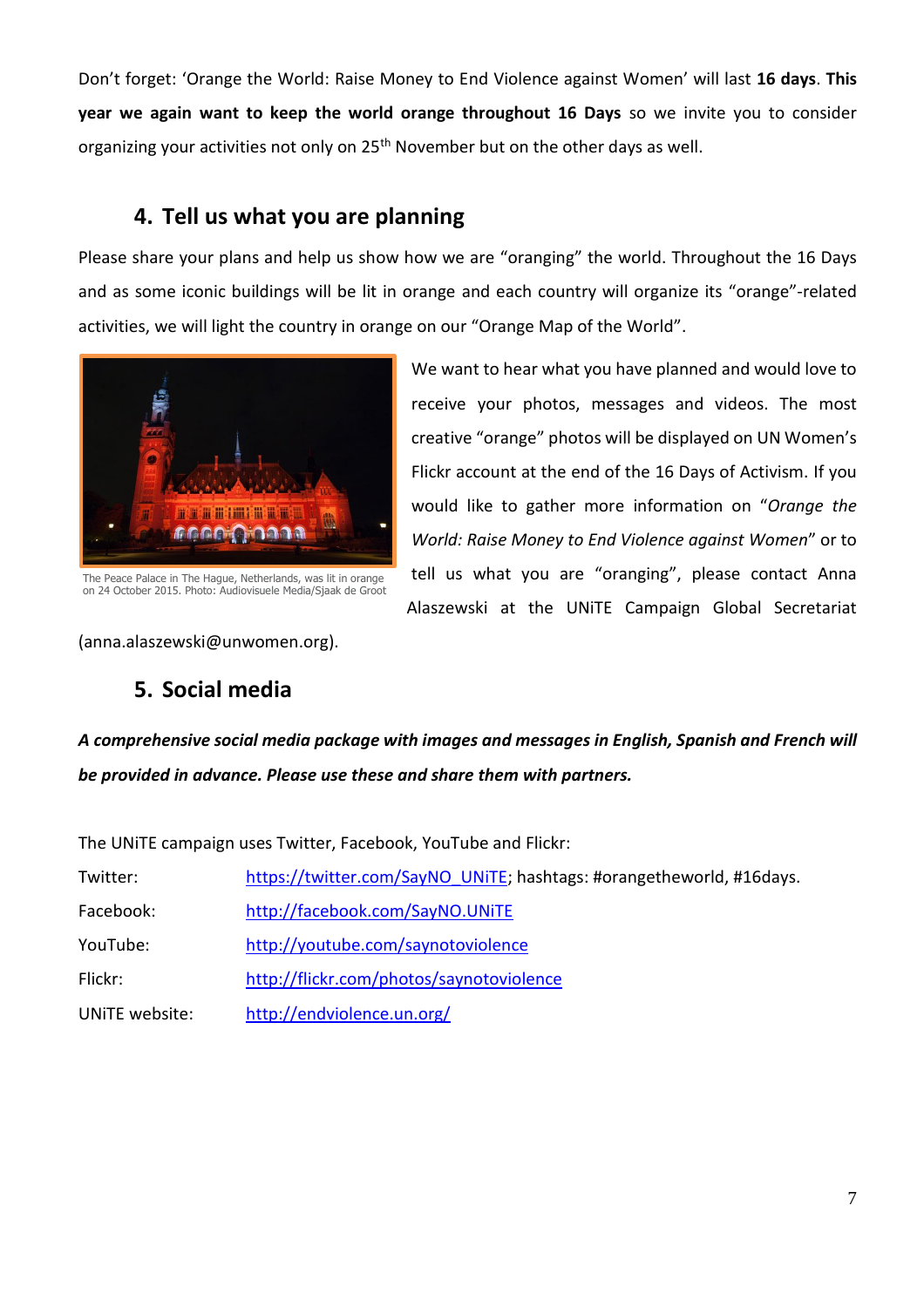Don't forget: 'Orange the World: Raise Money to End Violence against Women' will last **16 days**. **This year we again want to keep the world orange throughout 16 Days** so we invite you to consider organizing your activities not only on 25th November but on the other days as well.

## 4. Tell us what you are planning

Please share your plans and help us show how we are "oranging" the world. Throughout the 16 Days and as some iconic buildings will be lit in orange and each country will organize its "orange"-related activities, we will light the country in orange on our "Orange Map of the World".

The Peace Palace in The Hague, Netherlands, was lit in orange on 24 October 2015. Photo: Audiovisuele Media/Sjaak de Groot

We want to hear what you have planned and would love to receive your photos, messages and videos. The most creative "orange" photos will be displayed on UN Women's Flickr account at the end of the 16 Days of Activism. If you would like to gather more information on "*Orange the World: Raise Money to End Violence against Women*" or to tell us what you are "oranging", please contact Anna Alaszewski at the UNiTE Campaign Global Secretariat (anna.alaszewski@unwomen.org).

## 5. Social media

***A comprehensive social media package with images and messages in English, Spanish and French will be provided in advance. Please use these and share them with partners.***

The UNiTE campaign uses Twitter, Facebook, YouTube and Flickr:

| | |
|---|---|
| Twitter: | https://twitter.com/SayNO_UNiTE; hashtags: #orangetheworld, #16days. |
| Facebook: | http://facebook.com/SayNO.UNiTE |
| YouTube: | http://youtube.com/saynotoviolence |
| Flickr: | http://flickr.com/photos/saynotoviolence |
| UNiTE website: | http://endviolence.un.org/ |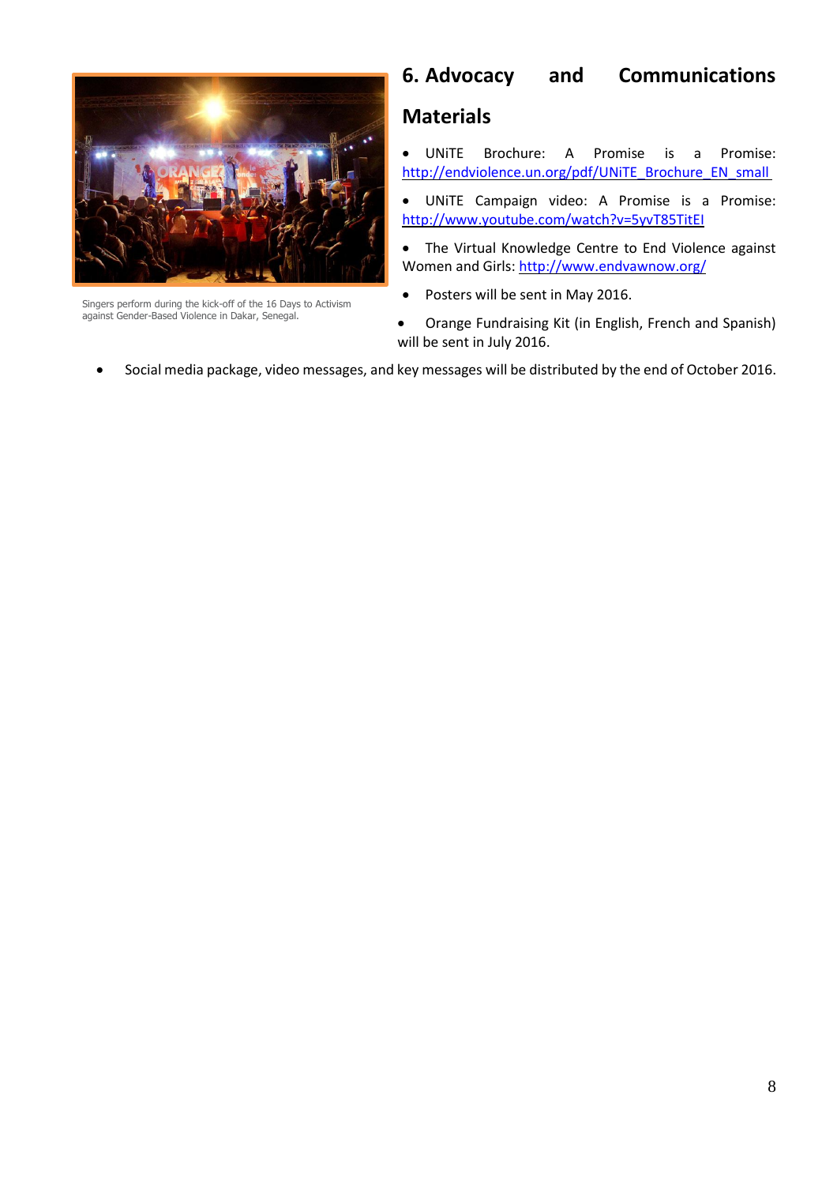## 6. Advocacy and Communications Materials

- UNiTE Brochure: A Promise is a Promise: http://endviolence.un.org/pdf/UNiTE_Brochure_EN_small
- UNiTE Campaign video: A Promise is a Promise: http://www.youtube.com/watch?v=5yvT85TitEI
- The Virtual Knowledge Centre to End Violence against Women and Girls: http://www.endvawnow.org/
- Posters will be sent in May 2016.
- Orange Fundraising Kit (in English, French and Spanish) will be sent in July 2016.
- Social media package, video messages, and key messages will be distributed by the end of October 2016.

Singers perform during the kick-off of the 16 Days to Activism against Gender-Based Violence in Dakar, Senegal.